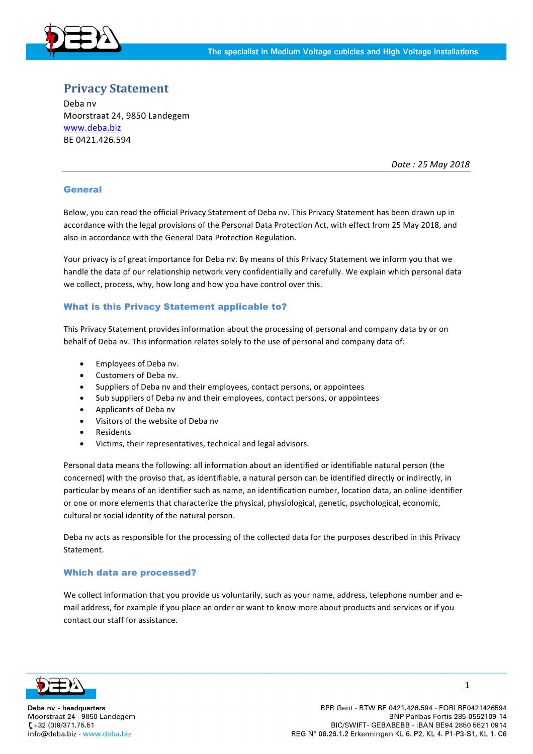# Privacy Statement

Deba nv
Moorstraat 24, 9850 Landegem
www.deba.biz
BE 0421.426.594

*Date : 25 May 2018*

---

## General

Below, you can read the official Privacy Statement of Deba nv. This Privacy Statement has been drawn up in accordance with the legal provisions of the Personal Data Protection Act, with effect from 25 May 2018, and also in accordance with the General Data Protection Regulation.

Your privacy is of great importance for Deba nv. By means of this Privacy Statement we inform you that we handle the data of our relationship network very confidentially and carefully. We explain which personal data we collect, process, why, how long and how you have control over this.

## What is this Privacy Statement applicable to?

This Privacy Statement provides information about the processing of personal and company data by or on behalf of Deba nv. This information relates solely to the use of personal and company data of:

- Employees of Deba nv.
- Customers of Deba nv.
- Suppliers of Deba nv and their employees, contact persons, or appointees
- Sub suppliers of Deba nv and their employees, contact persons, or appointees
- Applicants of Deba nv
- Visitors of the website of Deba nv
- Residents
- Victims, their representatives, technical and legal advisors.

Personal data means the following: all information about an identified or identifiable natural person (the concerned) with the proviso that, as identifiable, a natural person can be identified directly or indirectly, in particular by means of an identifier such as name, an identification number, location data, an online identifier or one or more elements that characterize the physical, physiological, genetic, psychological, economic, cultural or social identity of the natural person.

Deba nv acts as responsible for the processing of the collected data for the purposes described in this Privacy Statement.

## Which data are processed?

We collect information that you provide us voluntarily, such as your name, address, telephone number and e-mail address, for example if you place an order or want to know more about products and services or if you contact our staff for assistance.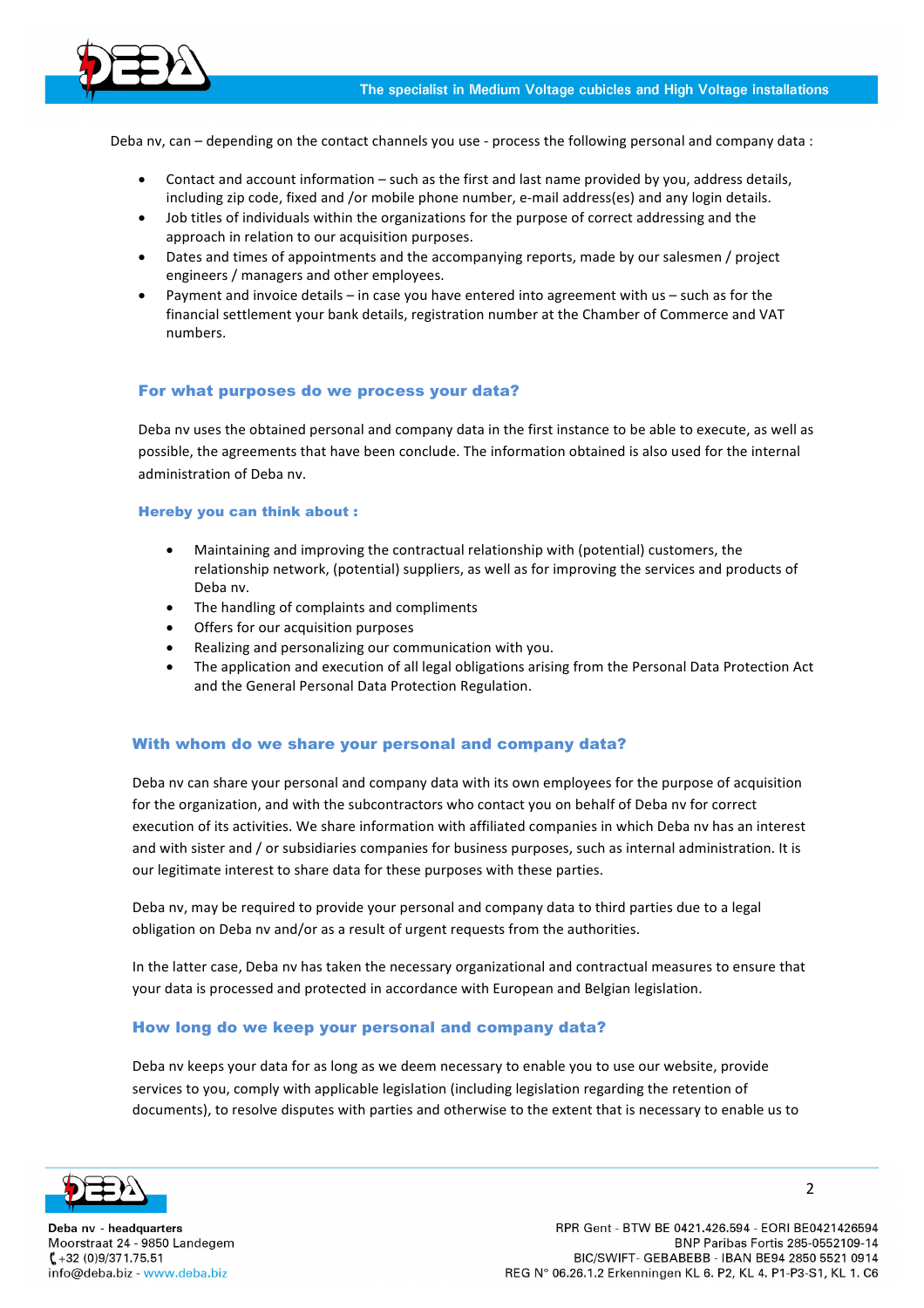Deba nv, can – depending on the contact channels you use - process the following personal and company data :

- Contact and account information – such as the first and last name provided by you, address details, including zip code, fixed and /or mobile phone number, e-mail address(es) and any login details.
- Job titles of individuals within the organizations for the purpose of correct addressing and the approach in relation to our acquisition purposes.
- Dates and times of appointments and the accompanying reports, made by our salesmen / project engineers / managers and other employees.
- Payment and invoice details – in case you have entered into agreement with us – such as for the financial settlement your bank details, registration number at the Chamber of Commerce and VAT numbers.

## For what purposes do we process your data?

Deba nv uses the obtained personal and company data in the first instance to be able to execute, as well as possible, the agreements that have been conclude. The information obtained is also used for the internal administration of Deba nv.

### Hereby you can think about :

- Maintaining and improving the contractual relationship with (potential) customers, the relationship network, (potential) suppliers, as well as for improving the services and products of Deba nv.
- The handling of complaints and compliments
- Offers for our acquisition purposes
- Realizing and personalizing our communication with you.
- The application and execution of all legal obligations arising from the Personal Data Protection Act and the General Personal Data Protection Regulation.

## With whom do we share your personal and company data?

Deba nv can share your personal and company data with its own employees for the purpose of acquisition for the organization, and with the subcontractors who contact you on behalf of Deba nv for correct execution of its activities. We share information with affiliated companies in which Deba nv has an interest and with sister and / or subsidiaries companies for business purposes, such as internal administration. It is our legitimate interest to share data for these purposes with these parties.

Deba nv, may be required to provide your personal and company data to third parties due to a legal obligation on Deba nv and/or as a result of urgent requests from the authorities.

In the latter case, Deba nv has taken the necessary organizational and contractual measures to ensure that your data is processed and protected in accordance with European and Belgian legislation.

## How long do we keep your personal and company data?

Deba nv keeps your data for as long as we deem necessary to enable you to use our website, provide services to you, comply with applicable legislation (including legislation regarding the retention of documents), to resolve disputes with parties and otherwise to the extent that is necessary to enable us to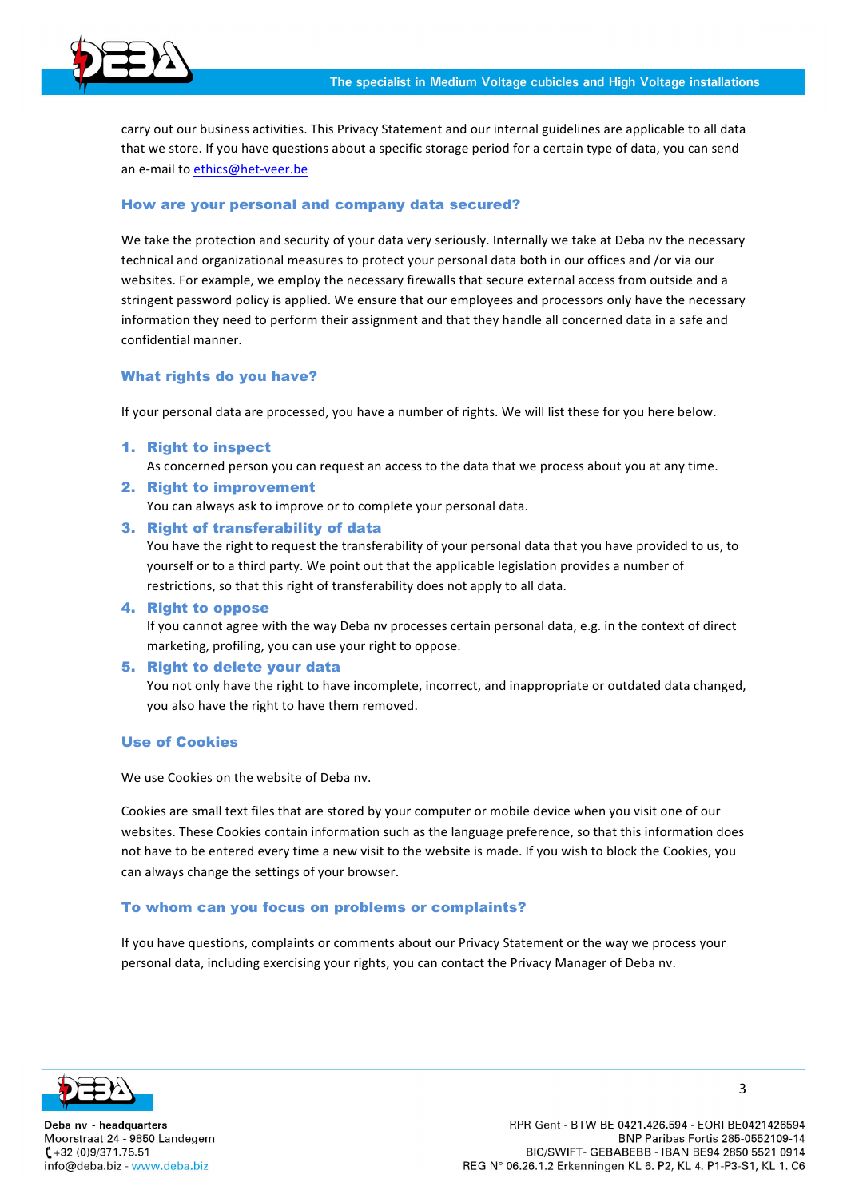carry out our business activities. This Privacy Statement and our internal guidelines are applicable to all data that we store. If you have questions about a specific storage period for a certain type of data, you can send an e-mail to ethics@het-veer.be

## How are your personal and company data secured?

We take the protection and security of your data very seriously. Internally we take at Deba nv the necessary technical and organizational measures to protect your personal data both in our offices and /or via our websites. For example, we employ the necessary firewalls that secure external access from outside and a stringent password policy is applied. We ensure that our employees and processors only have the necessary information they need to perform their assignment and that they handle all concerned data in a safe and confidential manner.

## What rights do you have?

If your personal data are processed, you have a number of rights. We will list these for you here below.

1. **Right to inspect**
   As concerned person you can request an access to the data that we process about you at any time.
2. **Right to improvement**
   You can always ask to improve or to complete your personal data.
3. **Right of transferability of data**
   You have the right to request the transferability of your personal data that you have provided to us, to yourself or to a third party. We point out that the applicable legislation provides a number of restrictions, so that this right of transferability does not apply to all data.
4. **Right to oppose**
   If you cannot agree with the way Deba nv processes certain personal data, e.g. in the context of direct marketing, profiling, you can use your right to oppose.
5. **Right to delete your data**
   You not only have the right to have incomplete, incorrect, and inappropriate or outdated data changed, you also have the right to have them removed.

## Use of Cookies

We use Cookies on the website of Deba nv.

Cookies are small text files that are stored by your computer or mobile device when you visit one of our websites. These Cookies contain information such as the language preference, so that this information does not have to be entered every time a new visit to the website is made. If you wish to block the Cookies, you can always change the settings of your browser.

## To whom can you focus on problems or complaints?

If you have questions, complaints or comments about our Privacy Statement or the way we process your personal data, including exercising your rights, you can contact the Privacy Manager of Deba nv.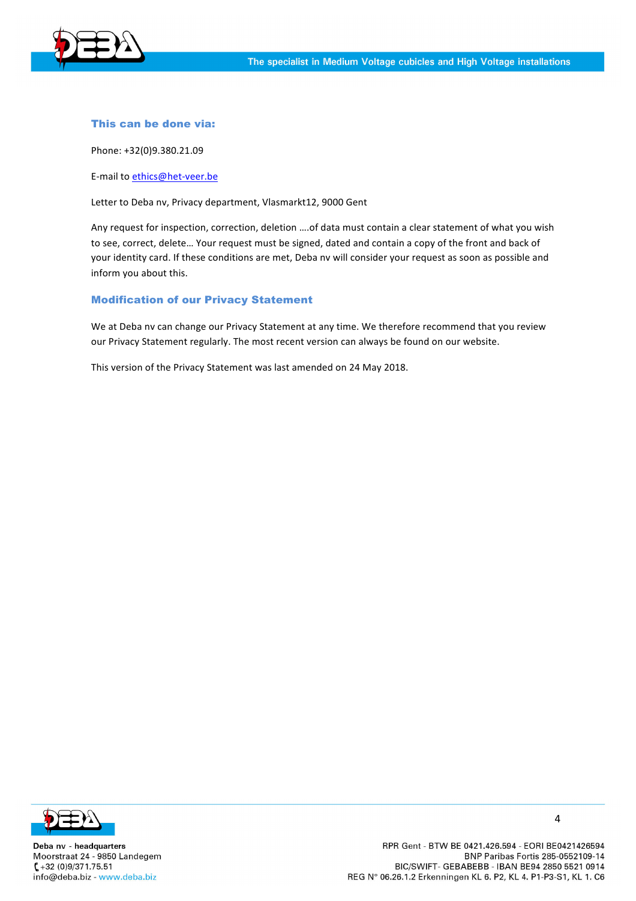## This can be done via:

Phone: +32(0)9.380.21.09

E-mail to ethics@het-veer.be

Letter to Deba nv, Privacy department, Vlasmarkt12, 9000 Gent

Any request for inspection, correction, deletion ….of data must contain a clear statement of what you wish to see, correct, delete… Your request must be signed, dated and contain a copy of the front and back of your identity card. If these conditions are met, Deba nv will consider your request as soon as possible and inform you about this.

## Modification of our Privacy Statement

We at Deba nv can change our Privacy Statement at any time. We therefore recommend that you review our Privacy Statement regularly. The most recent version can always be found on our website.

This version of the Privacy Statement was last amended on 24 May 2018.